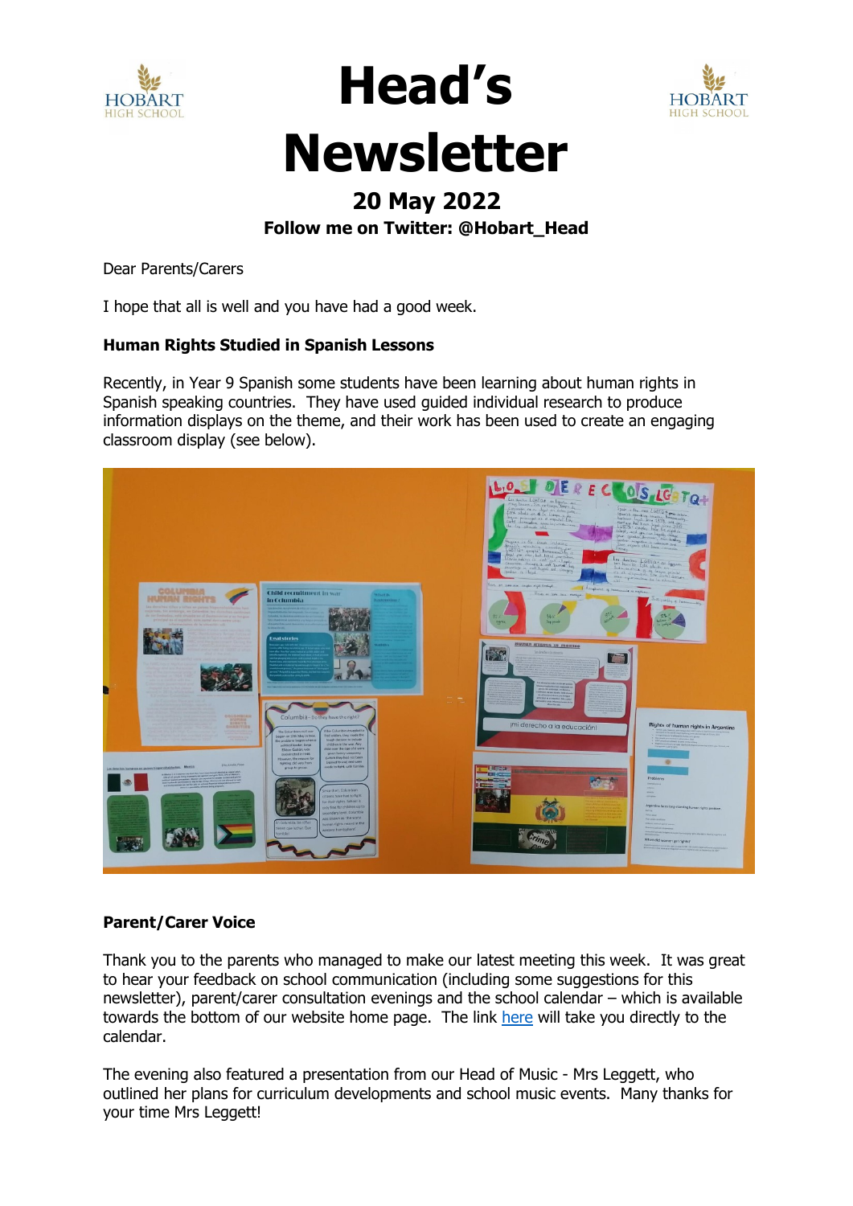# Head's Newsletter

## 20 May 2022

**Follow me on Twitter: @Hobart_Head**

Dear Parents/Carers

I hope that all is well and you have had a good week.

**Human Rights Studied in Spanish Lessons**

Recently, in Year 9 Spanish some students have been learning about human rights in Spanish speaking countries. They have used guided individual research to produce information displays on the theme, and their work has been used to create an engaging classroom display (see below).

**Parent/Carer Voice**

Thank you to the parents who managed to make our latest meeting this week. It was great to hear your feedback on school communication (including some suggestions for this newsletter), parent/carer consultation evenings and the school calendar – which is available towards the bottom of our website home page. The link here will take you directly to the calendar.

The evening also featured a presentation from our Head of Music - Mrs Leggett, who outlined her plans for curriculum developments and school music events. Many thanks for your time Mrs Leggett!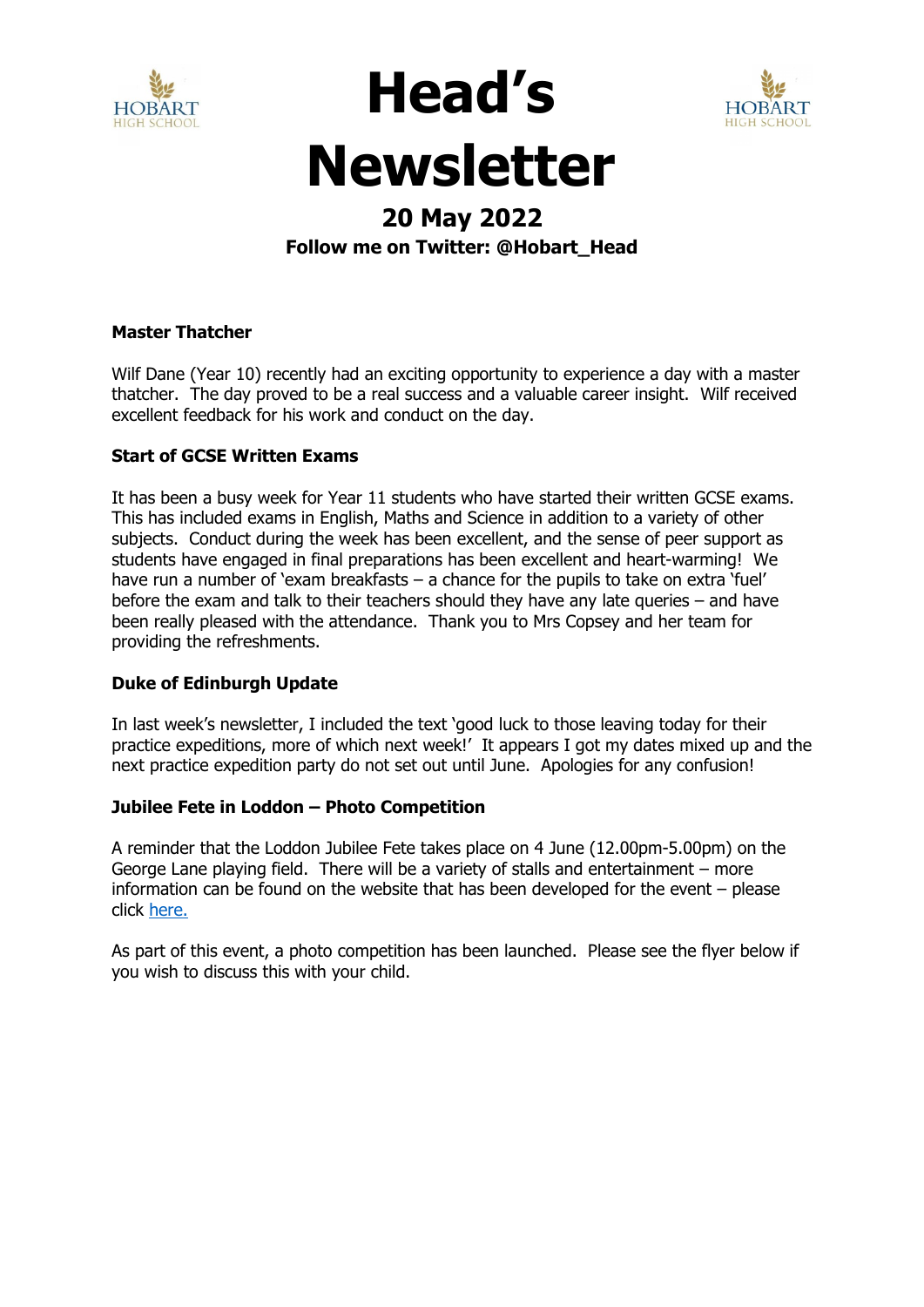# Head's Newsletter

## 20 May 2022

**Follow me on Twitter: @Hobart_Head**

**Master Thatcher**

Wilf Dane (Year 10) recently had an exciting opportunity to experience a day with a master thatcher. The day proved to be a real success and a valuable career insight. Wilf received excellent feedback for his work and conduct on the day.

**Start of GCSE Written Exams**

It has been a busy week for Year 11 students who have started their written GCSE exams. This has included exams in English, Maths and Science in addition to a variety of other subjects. Conduct during the week has been excellent, and the sense of peer support as students have engaged in final preparations has been excellent and heart-warming! We have run a number of 'exam breakfasts – a chance for the pupils to take on extra 'fuel' before the exam and talk to their teachers should they have any late queries – and have been really pleased with the attendance. Thank you to Mrs Copsey and her team for providing the refreshments.

**Duke of Edinburgh Update**

In last week's newsletter, I included the text 'good luck to those leaving today for their practice expeditions, more of which next week!' It appears I got my dates mixed up and the next practice expedition party do not set out until June. Apologies for any confusion!

**Jubilee Fete in Loddon – Photo Competition**

A reminder that the Loddon Jubilee Fete takes place on 4 June (12.00pm-5.00pm) on the George Lane playing field. There will be a variety of stalls and entertainment – more information can be found on the website that has been developed for the event – please click here.

As part of this event, a photo competition has been launched. Please see the flyer below if you wish to discuss this with your child.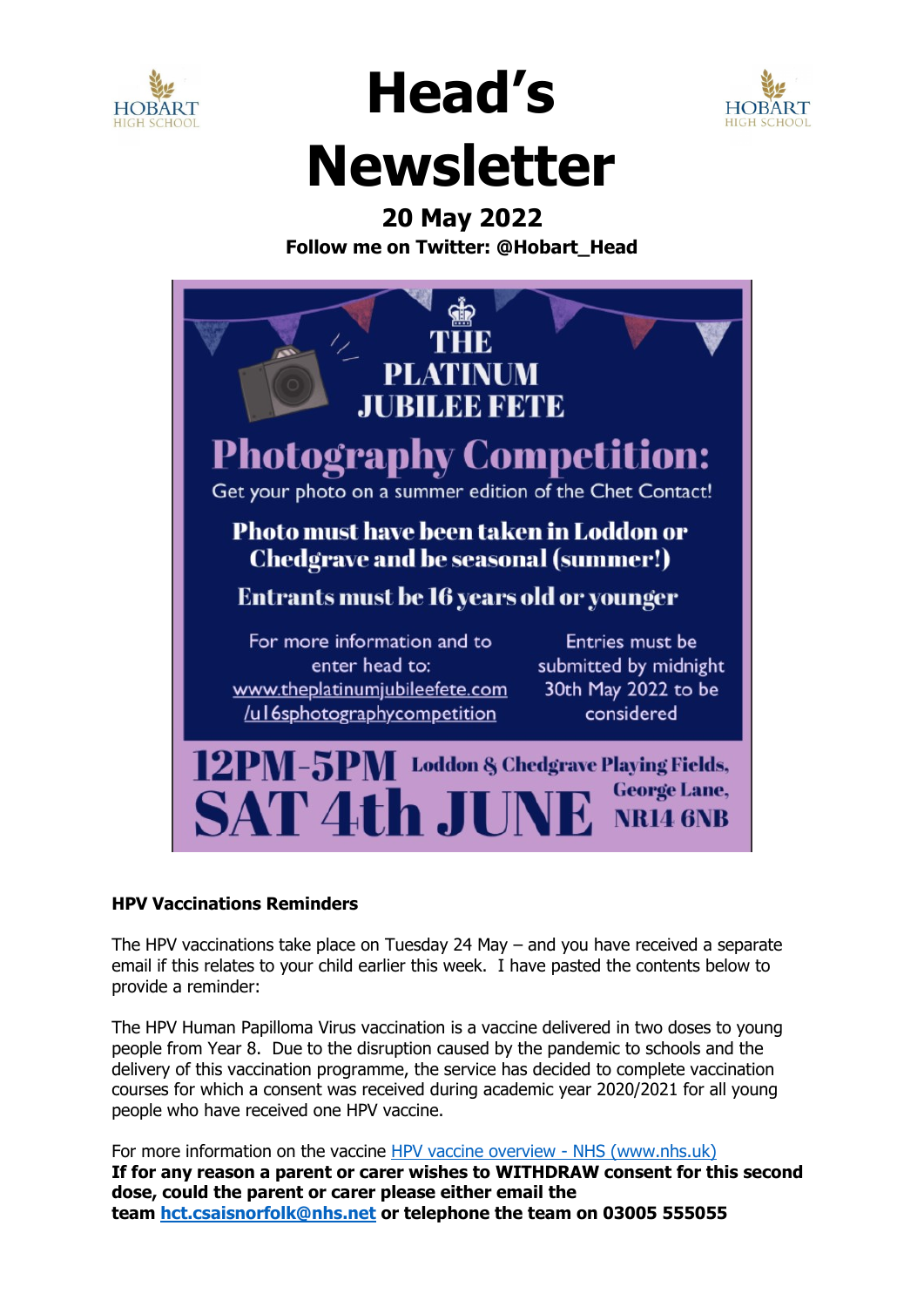# Head's Newsletter

**20 May 2022**

**Follow me on Twitter: @Hobart_Head**

THE PLATINUM JUBILEE FETE

**Photography Competition:**

Get your photo on a summer edition of the Chet Contact!

**Photo must have been taken in Loddon or Chedgrave and be seasonal (summer!)**

**Entrants must be 16 years old or younger**

For more information and to enter head to: www.theplatinumjubileefete.com/u16sphotographycompetition

Entries must be submitted by midnight 30th May 2022 to be considered

**12PM-5PM SAT 4th JUNE**

**Loddon & Chedgrave Playing Fields, George Lane, NR14 6NB**

**HPV Vaccinations Reminders**

The HPV vaccinations take place on Tuesday 24 May – and you have received a separate email if this relates to your child earlier this week. I have pasted the contents below to provide a reminder:

The HPV Human Papilloma Virus vaccination is a vaccine delivered in two doses to young people from Year 8. Due to the disruption caused by the pandemic to schools and the delivery of this vaccination programme, the service has decided to complete vaccination courses for which a consent was received during academic year 2020/2021 for all young people who have received one HPV vaccine.

For more information on the vaccine [HPV vaccine overview - NHS (www.nhs.uk)](www.nhs.uk)
**If for any reason a parent or carer wishes to WITHDRAW consent for this second dose, could the parent or carer please either email the team hct.csaisnorfolk@nhs.net or telephone the team on 03005 555055**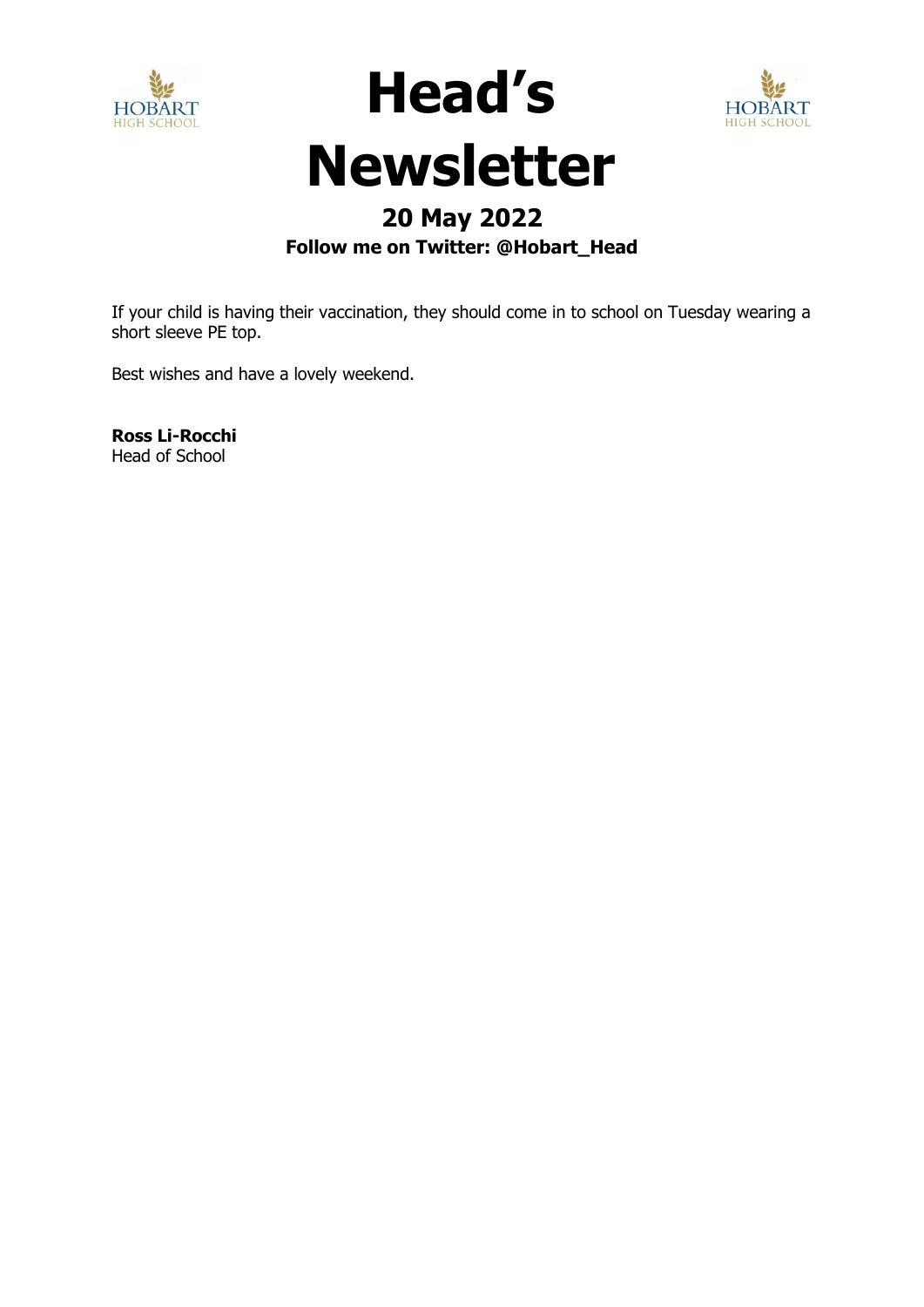# Head's Newsletter

## 20 May 2022

**Follow me on Twitter: @Hobart_Head**

If your child is having their vaccination, they should come in to school on Tuesday wearing a short sleeve PE top.

Best wishes and have a lovely weekend.

**Ross Li-Rocchi**
Head of School